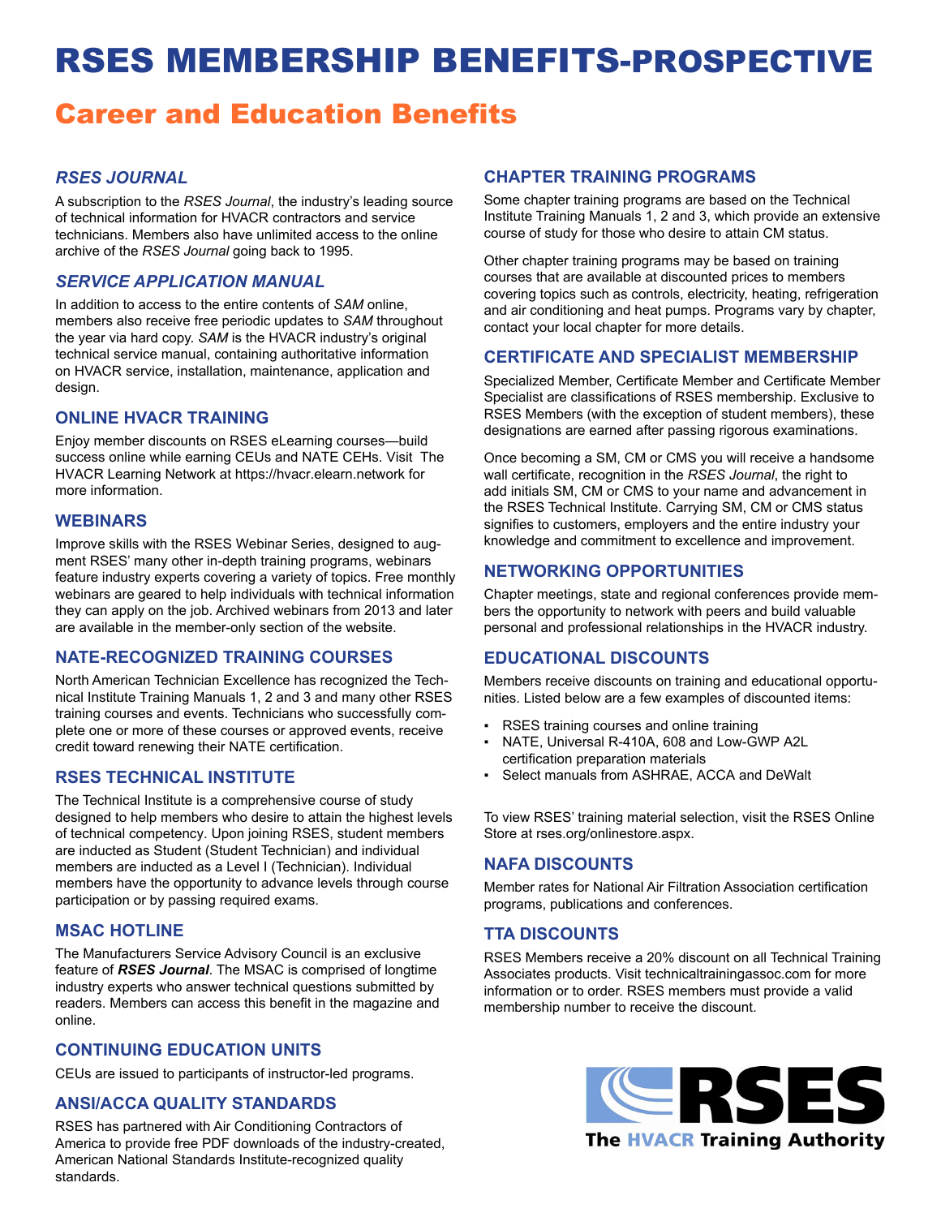# RSES MEMBERSHIP BENEFITS-PROSPECTIVE

## Career and Education Benefits

### *RSES JOURNAL*

A subscription to the *RSES Journal*, the industry's leading source of technical information for HVACR contractors and service technicians. Members also have unlimited access to the online archive of the *RSES Journal* going back to 1995.

### *SERVICE APPLICATION MANUAL*

In addition to access to the entire contents of *SAM* online, members also receive free periodic updates to *SAM* throughout the year via hard copy. *SAM* is the HVACR industry's original technical service manual, containing authoritative information on HVACR service, installation, maintenance, application and design.

### ONLINE HVACR TRAINING

Enjoy member discounts on RSES eLearning courses—build success online while earning CEUs and NATE CEHs. Visit The HVACR Learning Network at https://hvacr.elearn.network for more information.

### WEBINARS

Improve skills with the RSES Webinar Series, designed to augment RSES' many other in-depth training programs, webinars feature industry experts covering a variety of topics. Free monthly webinars are geared to help individuals with technical information they can apply on the job. Archived webinars from 2013 and later are available in the member-only section of the website.

### NATE-RECOGNIZED TRAINING COURSES

North American Technician Excellence has recognized the Technical Institute Training Manuals 1, 2 and 3 and many other RSES training courses and events. Technicians who successfully complete one or more of these courses or approved events, receive credit toward renewing their NATE certification.

### RSES TECHNICAL INSTITUTE

The Technical Institute is a comprehensive course of study designed to help members who desire to attain the highest levels of technical competency. Upon joining RSES, student members are inducted as Student (Student Technician) and individual members are inducted as a Level I (Technician). Individual members have the opportunity to advance levels through course participation or by passing required exams.

### MSAC HOTLINE

The Manufacturers Service Advisory Council is an exclusive feature of ***RSES Journal***. The MSAC is comprised of longtime industry experts who answer technical questions submitted by readers. Members can access this benefit in the magazine and online.

### CONTINUING EDUCATION UNITS

CEUs are issued to participants of instructor-led programs.

### ANSI/ACCA QUALITY STANDARDS

RSES has partnered with Air Conditioning Contractors of America to provide free PDF downloads of the industry-created, American National Standards Institute-recognized quality standards.

### CHAPTER TRAINING PROGRAMS

Some chapter training programs are based on the Technical Institute Training Manuals 1, 2 and 3, which provide an extensive course of study for those who desire to attain CM status.

Other chapter training programs may be based on training courses that are available at discounted prices to members covering topics such as controls, electricity, heating, refrigeration and air conditioning and heat pumps. Programs vary by chapter, contact your local chapter for more details.

### CERTIFICATE AND SPECIALIST MEMBERSHIP

Specialized Member, Certificate Member and Certificate Member Specialist are classifications of RSES membership. Exclusive to RSES Members (with the exception of student members), these designations are earned after passing rigorous examinations.

Once becoming a SM, CM or CMS you will receive a handsome wall certificate, recognition in the *RSES Journal*, the right to add initials SM, CM or CMS to your name and advancement in the RSES Technical Institute. Carrying SM, CM or CMS status signifies to customers, employers and the entire industry your knowledge and commitment to excellence and improvement.

### NETWORKING OPPORTUNITIES

Chapter meetings, state and regional conferences provide members the opportunity to network with peers and build valuable personal and professional relationships in the HVACR industry.

### EDUCATIONAL DISCOUNTS

Members receive discounts on training and educational opportunities. Listed below are a few examples of discounted items:

- RSES training courses and online training
- NATE, Universal R-410A, 608 and Low-GWP A2L certification preparation materials
- Select manuals from ASHRAE, ACCA and DeWalt

To view RSES' training material selection, visit the RSES Online Store at rses.org/onlinestore.aspx.

### NAFA DISCOUNTS

Member rates for National Air Filtration Association certification programs, publications and conferences.

### TTA DISCOUNTS

RSES Members receive a 20% discount on all Technical Training Associates products. Visit technicaltrainingassoc.com for more information or to order. RSES members must provide a valid membership number to receive the discount.

RSES
The HVACR Training Authority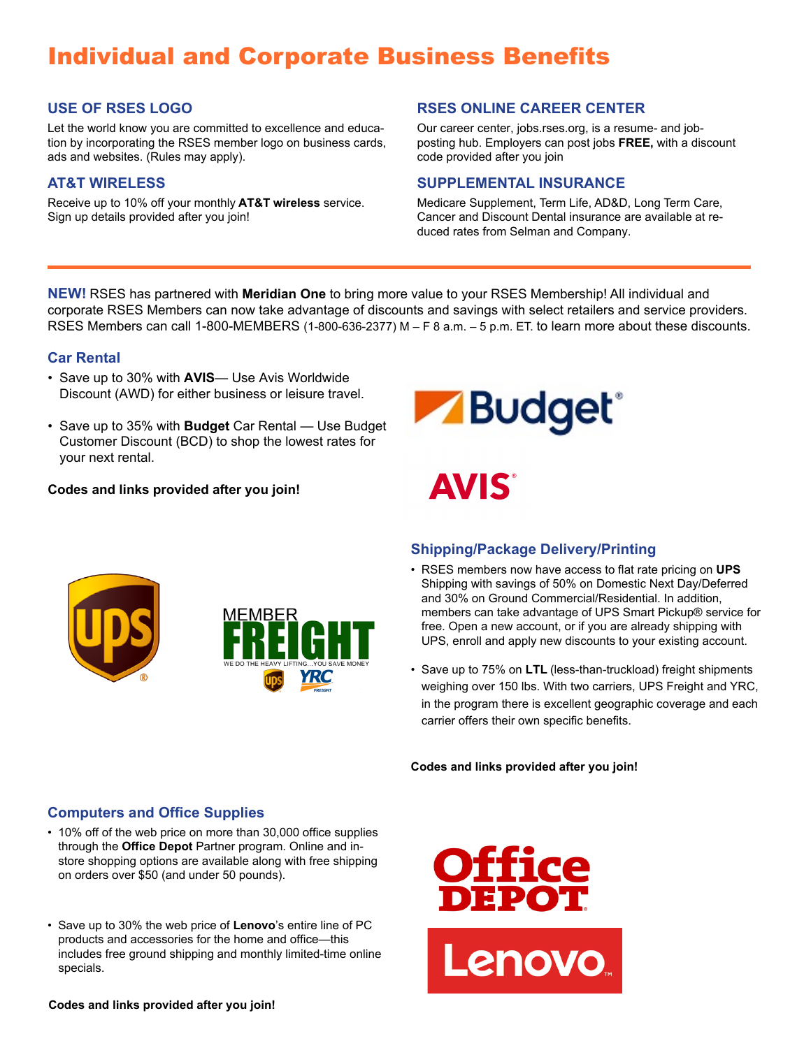# Individual and Corporate Business Benefits

## USE OF RSES LOGO

Let the world know you are committed to excellence and education by incorporating the RSES member logo on business cards, ads and websites. (Rules may apply).

## AT&T WIRELESS

Receive up to 10% off your monthly **AT&T wireless** service. Sign up details provided after you join!

## RSES ONLINE CAREER CENTER

Our career center, jobs.rses.org, is a resume- and job-posting hub. Employers can post jobs **FREE,** with a discount code provided after you join

## SUPPLEMENTAL INSURANCE

Medicare Supplement, Term Life, AD&D, Long Term Care, Cancer and Discount Dental insurance are available at reduced rates from Selman and Company.

---

**NEW!** RSES has partnered with **Meridian One** to bring more value to your RSES Membership! All individual and corporate RSES Members can now take advantage of discounts and savings with select retailers and service providers. RSES Members can call 1-800-MEMBERS (1-800-636-2377) M – F 8 a.m. – 5 p.m. ET. to learn more about these discounts.

### Car Rental

- Save up to 30% with **AVIS**— Use Avis Worldwide Discount (AWD) for either business or leisure travel.
- Save up to 35% with **Budget** Car Rental — Use Budget Customer Discount (BCD) to shop the lowest rates for your next rental.

**Codes and links provided after you join!**

### Shipping/Package Delivery/Printing

- RSES members now have access to flat rate pricing on **UPS** Shipping with savings of 50% on Domestic Next Day/Deferred and 30% on Ground Commercial/Residential. In addition, members can take advantage of UPS Smart Pickup® service for free. Open a new account, or if you are already shipping with UPS, enroll and apply new discounts to your existing account.
- Save up to 75% on **LTL** (less-than-truckload) freight shipments weighing over 150 lbs. With two carriers, UPS Freight and YRC, in the program there is excellent geographic coverage and each carrier offers their own specific benefits.

**Codes and links provided after you join!**

### Computers and Office Supplies

- 10% off of the web price on more than 30,000 office supplies through the **Office Depot** Partner program. Online and in-store shopping options are available along with free shipping on orders over $50 (and under 50 pounds).
- Save up to 30% the web price of **Lenovo**'s entire line of PC products and accessories for the home and office—this includes free ground shipping and monthly limited-time online specials.

**Codes and links provided after you join!**